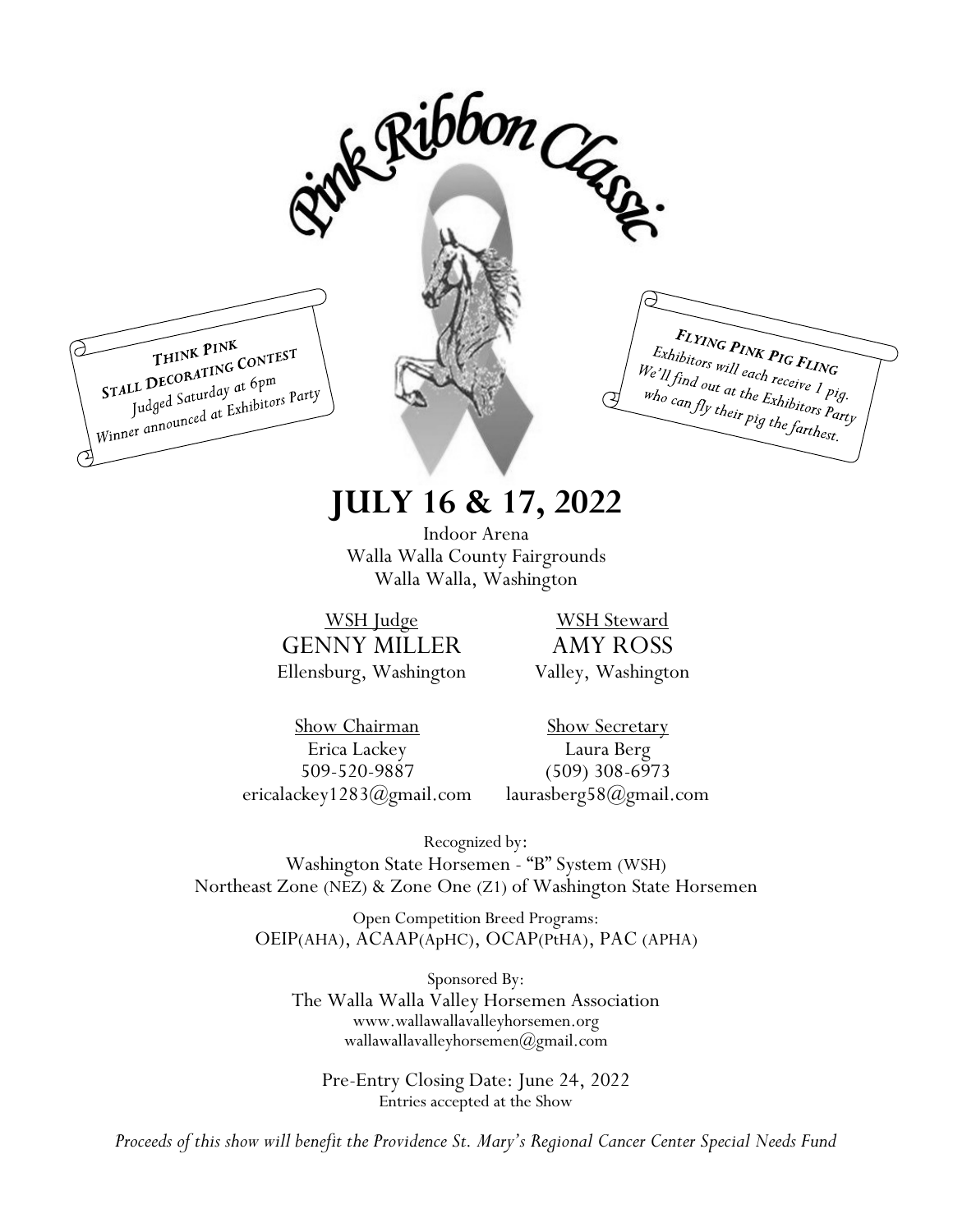# Pink Ribbon Classic

**THINK PINK**
**STALL DECORATING CONTEST**
*Judged Saturday at 6pm*
*Winner announced at Exhibitors Party*

***FLYING PINK PIG FLING***
*Exhibitors will each receive 1 pig.*
*We'll find out at the Exhibitors Party*
*who can fly their pig the farthest.*

## JULY 16 & 17, 2022

Indoor Arena
Walla Walla County Fairgrounds
Walla Walla, Washington

WSH Judge
GENNY MILLER
Ellensburg, Washington

WSH Steward
AMY ROSS
Valley, Washington

Show Chairman
Erica Lackey
509-520-9887
ericalackey1283@gmail.com

Show Secretary
Laura Berg
(509) 308-6973
laurasberg58@gmail.com

Recognized by:
Washington State Horsemen - "B" System (WSH)
Northeast Zone (NEZ) & Zone One (Z1) of Washington State Horsemen

Open Competition Breed Programs:
OEIP(AHA), ACAAP(ApHC), OCAP(PtHA), PAC (APHA)

Sponsored By:
The Walla Walla Valley Horsemen Association
www.wallawallavalleyhorsemen.org
wallawallavalleyhorsemen@gmail.com

Pre-Entry Closing Date: June 24, 2022
Entries accepted at the Show

*Proceeds of this show will benefit the Providence St. Mary's Regional Cancer Center Special Needs Fund*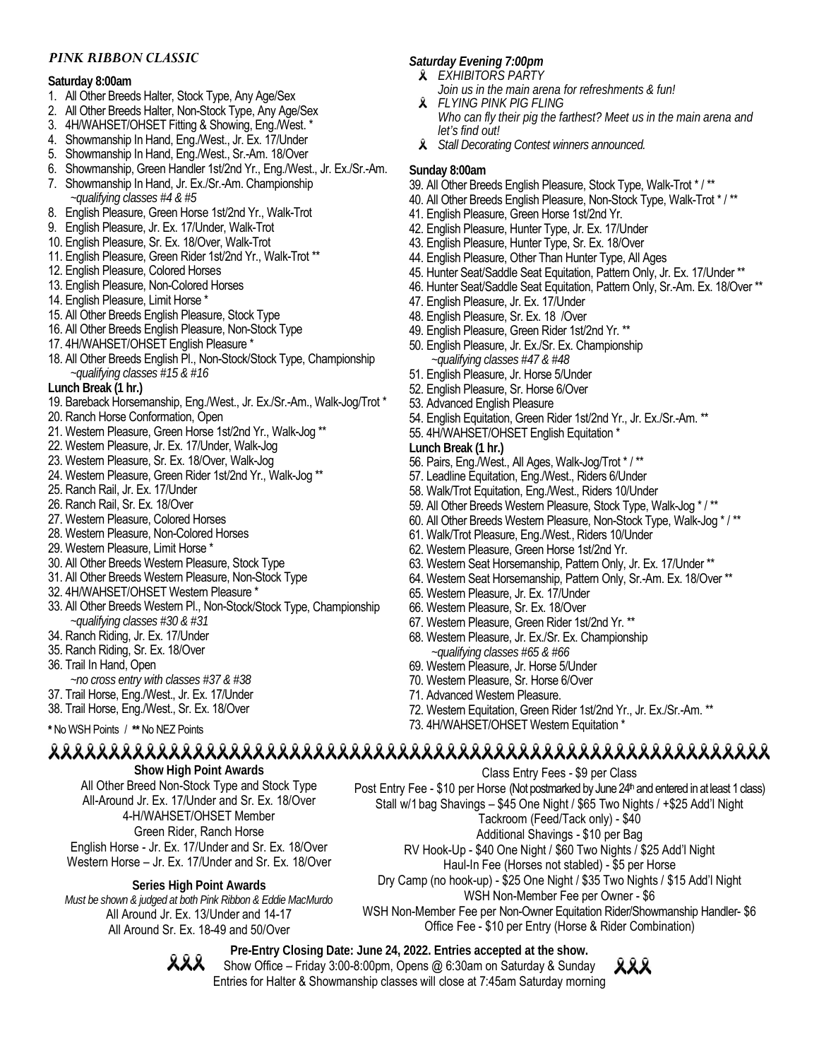## *PINK RIBBON CLASSIC*

**Saturday 8:00am**

1. All Other Breeds Halter, Stock Type, Any Age/Sex
2. All Other Breeds Halter, Non-Stock Type, Any Age/Sex
3. 4H/WAHSET/OHSET Fitting & Showing, Eng./West. *
4. Showmanship In Hand, Eng./West., Jr. Ex. 17/Under
5. Showmanship In Hand, Eng./West., Sr.-Am. 18/Over
6. Showmanship, Green Handler 1st/2nd Yr., Eng./West., Jr. Ex./Sr.-Am.
7. Showmanship In Hand, Jr. Ex./Sr.-Am. Championship
   *~qualifying classes #4 & #5*
8. English Pleasure, Green Horse 1st/2nd Yr., Walk-Trot
9. English Pleasure, Jr. Ex. 17/Under, Walk-Trot
10. English Pleasure, Sr. Ex. 18/Over, Walk-Trot
11. English Pleasure, Green Rider 1st/2nd Yr., Walk-Trot **
12. English Pleasure, Colored Horses
13. English Pleasure, Non-Colored Horses
14. English Pleasure, Limit Horse *
15. All Other Breeds English Pleasure, Stock Type
16. All Other Breeds English Pleasure, Non-Stock Type
17. 4H/WAHSET/OHSET English Pleasure *
18. All Other Breeds English Pl., Non-Stock/Stock Type, Championship
    *~qualifying classes #15 & #16*

**Lunch Break (1 hr.)**

19. Bareback Horsemanship, Eng./West., Jr. Ex./Sr.-Am., Walk-Jog/Trot *
20. Ranch Horse Conformation, Open
21. Western Pleasure, Green Horse 1st/2nd Yr., Walk-Jog **
22. Western Pleasure, Jr. Ex. 17/Under, Walk-Jog
23. Western Pleasure, Sr. Ex. 18/Over, Walk-Jog
24. Western Pleasure, Green Rider 1st/2nd Yr., Walk-Jog **
25. Ranch Rail, Jr. Ex. 17/Under
26. Ranch Rail, Sr. Ex. 18/Over
27. Western Pleasure, Colored Horses
28. Western Pleasure, Non-Colored Horses
29. Western Pleasure, Limit Horse *
30. All Other Breeds Western Pleasure, Stock Type
31. All Other Breeds Western Pleasure, Non-Stock Type
32. 4H/WAHSET/OHSET Western Pleasure *
33. All Other Breeds Western Pl., Non-Stock/Stock Type, Championship
    *~qualifying classes #30 & #31*
34. Ranch Riding, Jr. Ex. 17/Under
35. Ranch Riding, Sr. Ex. 18/Over
36. Trail In Hand, Open
    *~no cross entry with classes #37 & #38*
37. Trail Horse, Eng./West., Jr. Ex. 17/Under
38. Trail Horse, Eng./West., Sr. Ex. 18/Over

**\*** No WSH Points / **\*\*** No NEZ Points

***Saturday Evening 7:00pm***

- *EXHIBITORS PARTY*
  *Join us in the main arena for refreshments & fun!*
- *FLYING PINK PIG FLING*
  *Who can fly their pig the farthest? Meet us in the main arena and let's find out!*
- *Stall Decorating Contest winners announced.*

**Sunday 8:00am**

39. All Other Breeds English Pleasure, Stock Type, Walk-Trot * / **
40. All Other Breeds English Pleasure, Non-Stock Type, Walk-Trot * / **
41. English Pleasure, Green Horse 1st/2nd Yr.
42. English Pleasure, Hunter Type, Jr. Ex. 17/Under
43. English Pleasure, Hunter Type, Sr. Ex. 18/Over
44. English Pleasure, Other Than Hunter Type, All Ages
45. Hunter Seat/Saddle Seat Equitation, Pattern Only, Jr. Ex. 17/Under **
46. Hunter Seat/Saddle Seat Equitation, Pattern Only, Sr.-Am. Ex. 18/Over **
47. English Pleasure, Jr. Ex. 17/Under
48. English Pleasure, Sr. Ex. 18 /Over
49. English Pleasure, Green Rider 1st/2nd Yr. **
50. English Pleasure, Jr. Ex./Sr. Ex. Championship
    *~qualifying classes #47 & #48*
51. English Pleasure, Jr. Horse 5/Under
52. English Pleasure, Sr. Horse 6/Over
53. Advanced English Pleasure
54. English Equitation, Green Rider 1st/2nd Yr., Jr. Ex./Sr.-Am. **
55. 4H/WAHSET/OHSET English Equitation *

**Lunch Break (1 hr.)**

56. Pairs, Eng./West., All Ages, Walk-Jog/Trot * / **
57. Leadline Equitation, Eng./West., Riders 6/Under
58. Walk/Trot Equitation, Eng./West., Riders 10/Under
59. All Other Breeds Western Pleasure, Stock Type, Walk-Jog * / **
60. All Other Breeds Western Pleasure, Non-Stock Type, Walk-Jog * / **
61. Walk/Trot Pleasure, Eng./West., Riders 10/Under
62. Western Pleasure, Green Horse 1st/2nd Yr.
63. Western Seat Horsemanship, Pattern Only, Jr. Ex. 17/Under **
64. Western Seat Horsemanship, Pattern Only, Sr.-Am. Ex. 18/Over **
65. Western Pleasure, Jr. Ex. 17/Under
66. Western Pleasure, Sr. Ex. 18/Over
67. Western Pleasure, Green Rider 1st/2nd Yr. **
68. Western Pleasure, Jr. Ex./Sr. Ex. Championship
    *~qualifying classes #65 & #66*
69. Western Pleasure, Jr. Horse 5/Under
70. Western Pleasure, Sr. Horse 6/Over
71. Advanced Western Pleasure.
72. Western Equitation, Green Rider 1st/2nd Yr., Jr. Ex./Sr.-Am. **
73. 4H/WAHSET/OHSET Western Equitation *

---

**Show High Point Awards**

All Other Breed Non-Stock Type and Stock Type
All-Around Jr. Ex. 17/Under and Sr. Ex. 18/Over
4-H/WAHSET/OHSET Member
Green Rider, Ranch Horse
English Horse - Jr. Ex. 17/Under and Sr. Ex. 18/Over
Western Horse – Jr. Ex. 17/Under and Sr. Ex. 18/Over

**Series High Point Awards**

*Must be shown & judged at both Pink Ribbon & Eddie MacMurdo*
All Around Jr. Ex. 13/Under and 14-17
All Around Sr. Ex. 18-49 and 50/Over

Class Entry Fees - $9 per Class
Post Entry Fee - $10 per Horse (Not postmarked by June 24th and entered in at least 1 class)
Stall w/1 bag Shavings – $45 One Night / $65 Two Nights / +$25 Add'l Night
Tackroom (Feed/Tack only) - $40
Additional Shavings - $10 per Bag
RV Hook-Up - $40 One Night / $60 Two Nights / $25 Add'l Night
Haul-In Fee (Horses not stabled) - $5 per Horse
Dry Camp (no hook-up) - $25 One Night / $35 Two Nights / $15 Add'l Night
WSH Non-Member Fee per Owner - $6
WSH Non-Member Fee per Non-Owner Equitation Rider/Showmanship Handler- $6
Office Fee - $10 per Entry (Horse & Rider Combination)

**Pre-Entry Closing Date: June 24, 2022. Entries accepted at the show.**
Show Office – Friday 3:00-8:00pm, Opens @ 6:30am on Saturday & Sunday
Entries for Halter & Showmanship classes will close at 7:45am Saturday morning